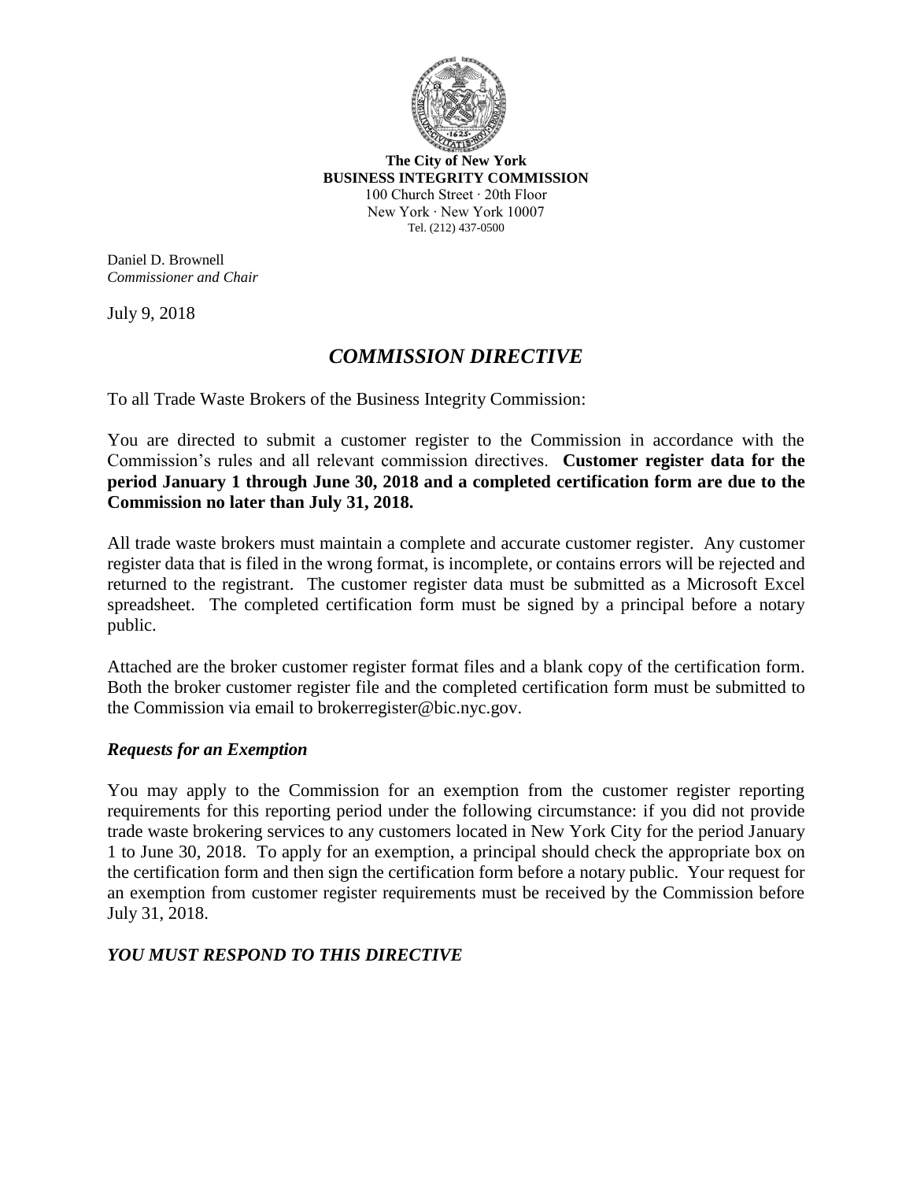**The City of New York**
**BUSINESS INTEGRITY COMMISSION**
100 Church Street · 20th Floor
New York · New York 10007
Tel. (212) 437-0500

Daniel D. Brownell
*Commissioner and Chair*

July 9, 2018

# *COMMISSION DIRECTIVE*

To all Trade Waste Brokers of the Business Integrity Commission:

You are directed to submit a customer register to the Commission in accordance with the Commission's rules and all relevant commission directives. **Customer register data for the period January 1 through June 30, 2018 and a completed certification form are due to the Commission no later than July 31, 2018.**

All trade waste brokers must maintain a complete and accurate customer register. Any customer register data that is filed in the wrong format, is incomplete, or contains errors will be rejected and returned to the registrant. The customer register data must be submitted as a Microsoft Excel spreadsheet. The completed certification form must be signed by a principal before a notary public.

Attached are the broker customer register format files and a blank copy of the certification form. Both the broker customer register file and the completed certification form must be submitted to the Commission via email to brokerregister@bic.nyc.gov.

## *Requests for an Exemption*

You may apply to the Commission for an exemption from the customer register reporting requirements for this reporting period under the following circumstance: if you did not provide trade waste brokering services to any customers located in New York City for the period January 1 to June 30, 2018. To apply for an exemption, a principal should check the appropriate box on the certification form and then sign the certification form before a notary public. Your request for an exemption from customer register requirements must be received by the Commission before July 31, 2018.

## *YOU MUST RESPOND TO THIS DIRECTIVE*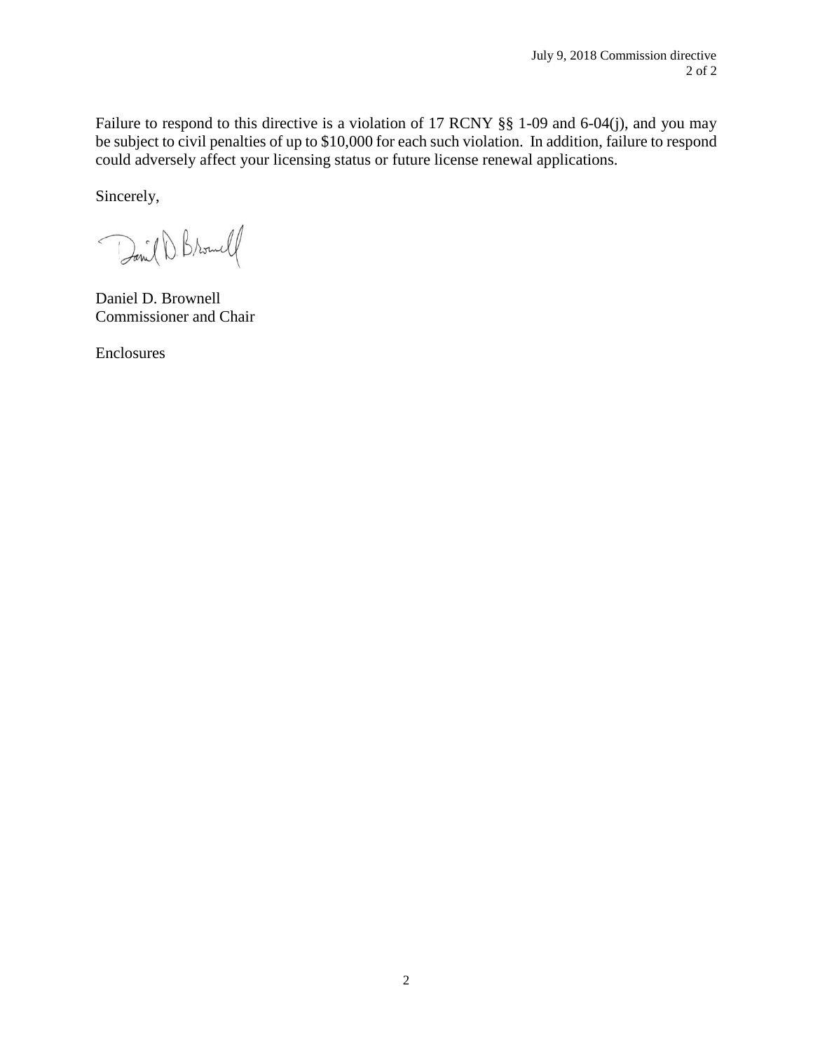Failure to respond to this directive is a violation of 17 RCNY §§ 1-09 and 6-04(j), and you may be subject to civil penalties of up to $10,000 for each such violation. In addition, failure to respond could adversely affect your licensing status or future license renewal applications.

Sincerely,

Daniel D. Brownell
Commissioner and Chair

Enclosures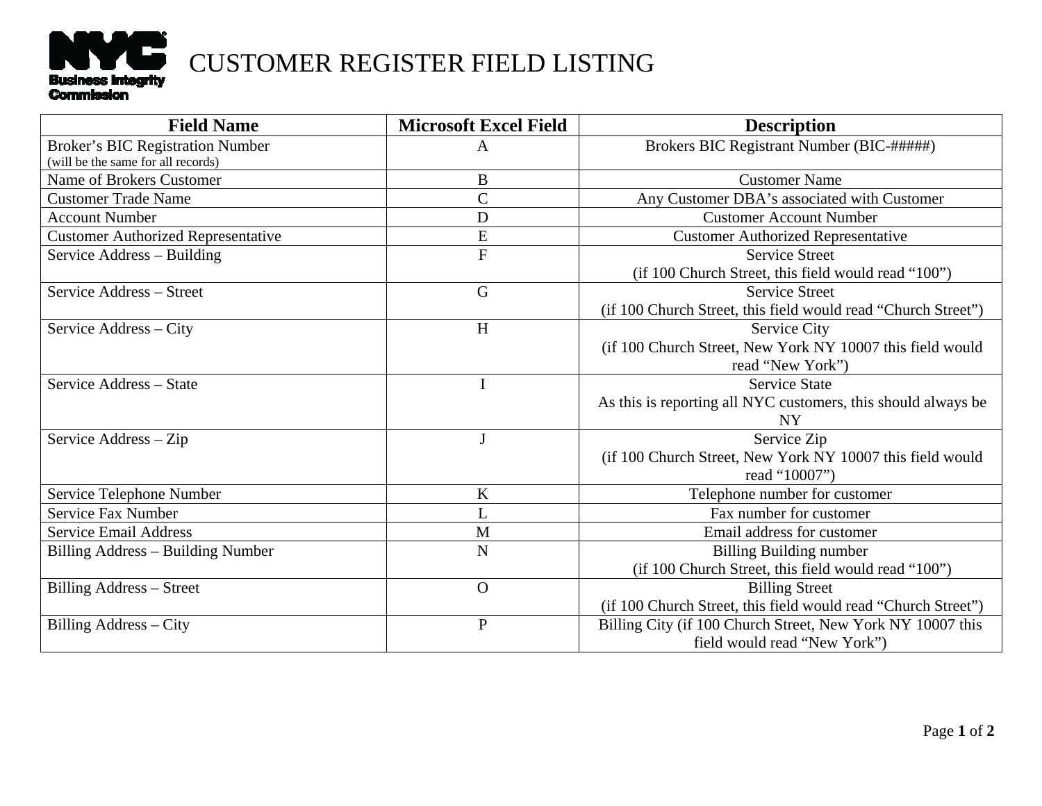# CUSTOMER REGISTER FIELD LISTING

| Field Name | Microsoft Excel Field | Description |
|---|---|---|
| Broker's BIC Registration Number (will be the same for all records) | A | Brokers BIC Registrant Number (BIC-#####) |
| Name of Brokers Customer | B | Customer Name |
| Customer Trade Name | C | Any Customer DBA's associated with Customer |
| Account Number | D | Customer Account Number |
| Customer Authorized Representative | E | Customer Authorized Representative |
| Service Address – Building | F | Service Street (if 100 Church Street, this field would read "100") |
| Service Address – Street | G | Service Street (if 100 Church Street, this field would read "Church Street") |
| Service Address – City | H | Service City (if 100 Church Street, New York NY 10007 this field would read "New York") |
| Service Address – State | I | Service State As this is reporting all NYC customers, this should always be NY |
| Service Address – Zip | J | Service Zip (if 100 Church Street, New York NY 10007 this field would read "10007") |
| Service Telephone Number | K | Telephone number for customer |
| Service Fax Number | L | Fax number for customer |
| Service Email Address | M | Email address for customer |
| Billing Address – Building Number | N | Billing Building number (if 100 Church Street, this field would read "100") |
| Billing Address – Street | O | Billing Street (if 100 Church Street, this field would read "Church Street") |
| Billing Address – City | P | Billing City (if 100 Church Street, New York NY 10007 this field would read "New York") |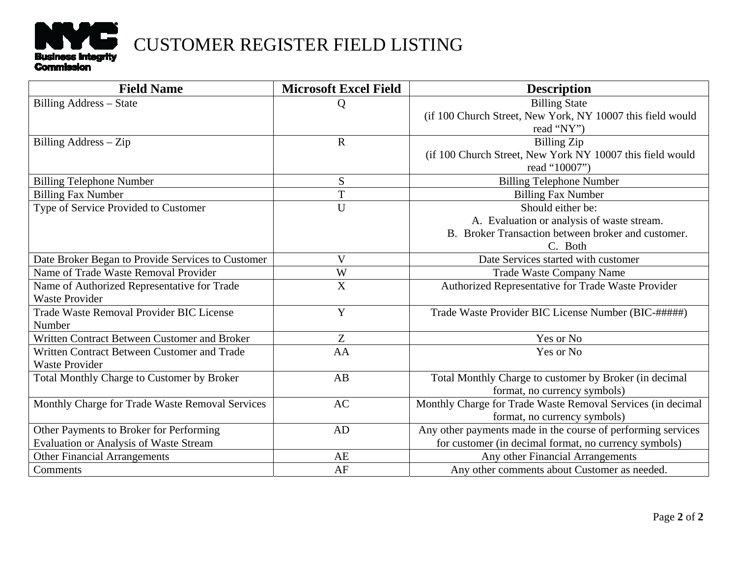# CUSTOMER REGISTER FIELD LISTING

| Field Name | Microsoft Excel Field | Description |
|---|---|---|
| Billing Address – State | Q | Billing State (if 100 Church Street, New York, NY 10007 this field would read “NY”) |
| Billing Address – Zip | R | Billing Zip (if 100 Church Street, New York NY 10007 this field would read “10007”) |
| Billing Telephone Number | S | Billing Telephone Number |
| Billing Fax Number | T | Billing Fax Number |
| Type of Service Provided to Customer | U | Should either be: A. Evaluation or analysis of waste stream. B. Broker Transaction between broker and customer. C. Both |
| Date Broker Began to Provide Services to Customer | V | Date Services started with customer |
| Name of Trade Waste Removal Provider | W | Trade Waste Company Name |
| Name of Authorized Representative for Trade Waste Provider | X | Authorized Representative for Trade Waste Provider |
| Trade Waste Removal Provider BIC License Number | Y | Trade Waste Provider BIC License Number (BIC-#####) |
| Written Contract Between Customer and Broker | Z | Yes or No |
| Written Contract Between Customer and Trade Waste Provider | AA | Yes or No |
| Total Monthly Charge to Customer by Broker | AB | Total Monthly Charge to customer by Broker (in decimal format, no currency symbols) |
| Monthly Charge for Trade Waste Removal Services | AC | Monthly Charge for Trade Waste Removal Services (in decimal format, no currency symbols) |
| Other Payments to Broker for Performing Evaluation or Analysis of Waste Stream | AD | Any other payments made in the course of performing services for customer (in decimal format, no currency symbols) |
| Other Financial Arrangements | AE | Any other Financial Arrangements |
| Comments | AF | Any other comments about Customer as needed. |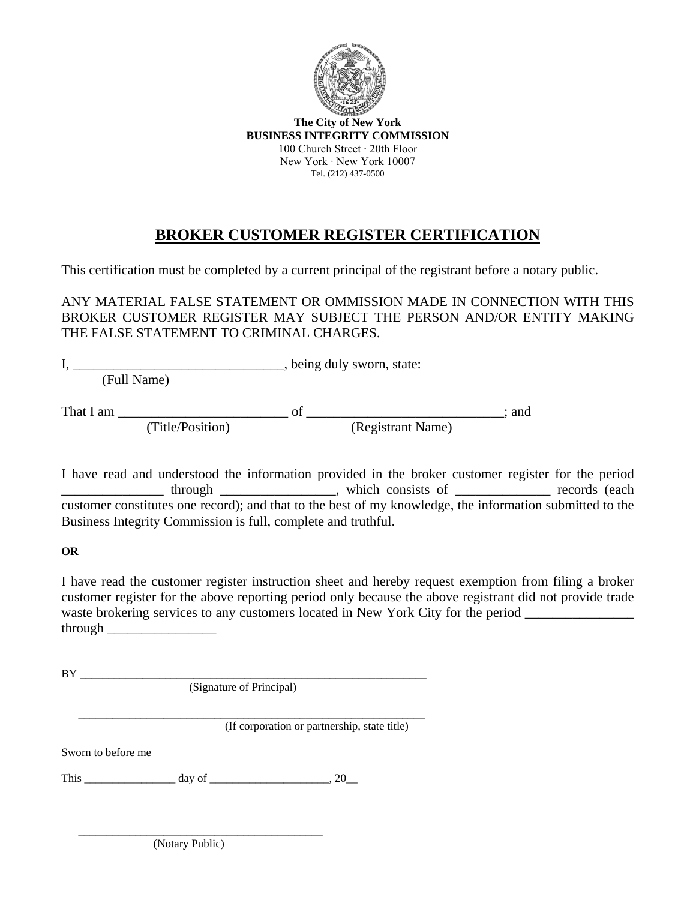**The City of New York**
**BUSINESS INTEGRITY COMMISSION**
100 Church Street · 20th Floor
New York · New York 10007
Tel. (212) 437-0500

# BROKER CUSTOMER REGISTER CERTIFICATION

This certification must be completed by a current principal of the registrant before a notary public.

ANY MATERIAL FALSE STATEMENT OR OMMISSION MADE IN CONNECTION WITH THIS BROKER CUSTOMER REGISTER MAY SUBJECT THE PERSON AND/OR ENTITY MAKING THE FALSE STATEMENT TO CRIMINAL CHARGES.

I, _______________________________, being duly sworn, state:
(Full Name)

That I am __________________________ of _____________________________; and
(Title/Position) (Registrant Name)

I have read and understood the information provided in the broker customer register for the period _______________ through _________________, which consists of ______________ records (each customer constitutes one record); and that to the best of my knowledge, the information submitted to the Business Integrity Commission is full, complete and truthful.

**OR**

I have read the customer register instruction sheet and hereby request exemption from filing a broker customer register for the above reporting period only because the above registrant did not provide trade waste brokering services to any customers located in New York City for the period ________________ through ________________

BY ____________________________________________________________
(Signature of Principal)

____________________________________________________________
(If corporation or partnership, state title)

Sworn to before me

This ________________ day of _____________________, 20__

__________________________________________
(Notary Public)